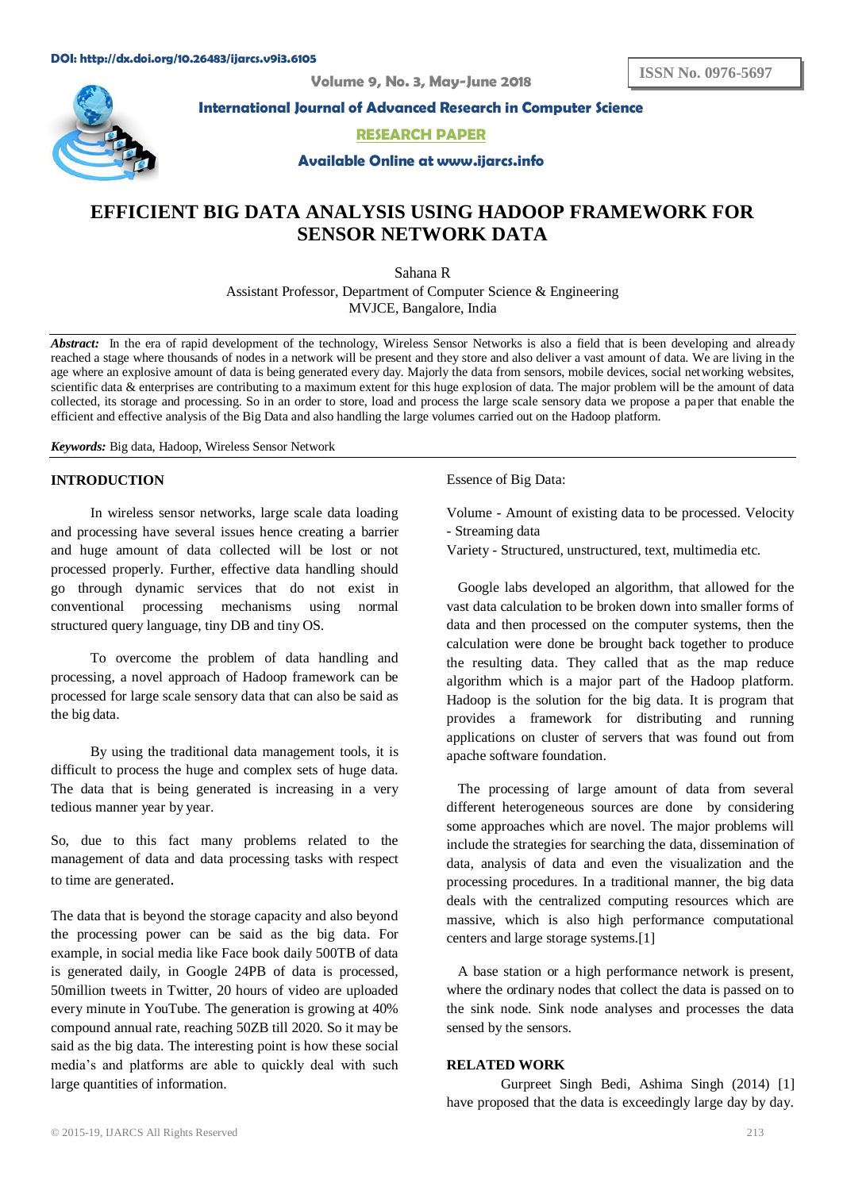DOI: http://dx.doi.org/10.26483/ijarcs.v9i3.6105

**ISSN No. 0976-5697**

**Volume 9, No. 3, May-June 2018**

**International Journal of Advanced Research in Computer Science**

**RESEARCH PAPER**

**Available Online at www.ijarcs.info**

# EFFICIENT BIG DATA ANALYSIS USING HADOOP FRAMEWORK FOR SENSOR NETWORK DATA

Sahana R
Assistant Professor, Department of Computer Science & Engineering
MVJCE, Bangalore, India

***Abstract:*** In the era of rapid development of the technology, Wireless Sensor Networks is also a field that is been developing and already reached a stage where thousands of nodes in a network will be present and they store and also deliver a vast amount of data. We are living in the age where an explosive amount of data is being generated every day. Majorly the data from sensors, mobile devices, social networking websites, scientific data & enterprises are contributing to a maximum extent for this huge explosion of data. The major problem will be the amount of data collected, its storage and processing. So in an order to store, load and process the large scale sensory data we propose a paper that enable the efficient and effective analysis of the Big Data and also handling the large volumes carried out on the Hadoop platform.

***Keywords:*** Big data, Hadoop, Wireless Sensor Network

## INTRODUCTION

In wireless sensor networks, large scale data loading and processing have several issues hence creating a barrier and huge amount of data collected will be lost or not processed properly. Further, effective data handling should go through dynamic services that do not exist in conventional processing mechanisms using normal structured query language, tiny DB and tiny OS.

To overcome the problem of data handling and processing, a novel approach of Hadoop framework can be processed for large scale sensory data that can also be said as the big data.

By using the traditional data management tools, it is difficult to process the huge and complex sets of huge data. The data that is being generated is increasing in a very tedious manner year by year.

So, due to this fact many problems related to the management of data and data processing tasks with respect to time are generated.

The data that is beyond the storage capacity and also beyond the processing power can be said as the big data. For example, in social media like Face book daily 500TB of data is generated daily, in Google 24PB of data is processed, 50million tweets in Twitter, 20 hours of video are uploaded every minute in YouTube. The generation is growing at 40% compound annual rate, reaching 50ZB till 2020. So it may be said as the big data. The interesting point is how these social media's and platforms are able to quickly deal with such large quantities of information.

Essence of Big Data:

Volume - Amount of existing data to be processed. Velocity - Streaming data
Variety - Structured, unstructured, text, multimedia etc.

Google labs developed an algorithm, that allowed for the vast data calculation to be broken down into smaller forms of data and then processed on the computer systems, then the calculation were done be brought back together to produce the resulting data. They called that as the map reduce algorithm which is a major part of the Hadoop platform. Hadoop is the solution for the big data. It is program that provides a framework for distributing and running applications on cluster of servers that was found out from apache software foundation.

The processing of large amount of data from several different heterogeneous sources are done by considering some approaches which are novel. The major problems will include the strategies for searching the data, dissemination of data, analysis of data and even the visualization and the processing procedures. In a traditional manner, the big data deals with the centralized computing resources which are massive, which is also high performance computational centers and large storage systems.[1]

A base station or a high performance network is present, where the ordinary nodes that collect the data is passed on to the sink node. Sink node analyses and processes the data sensed by the sensors.

## RELATED WORK

Gurpreet Singh Bedi, Ashima Singh (2014) [1] have proposed that the data is exceedingly large day by day.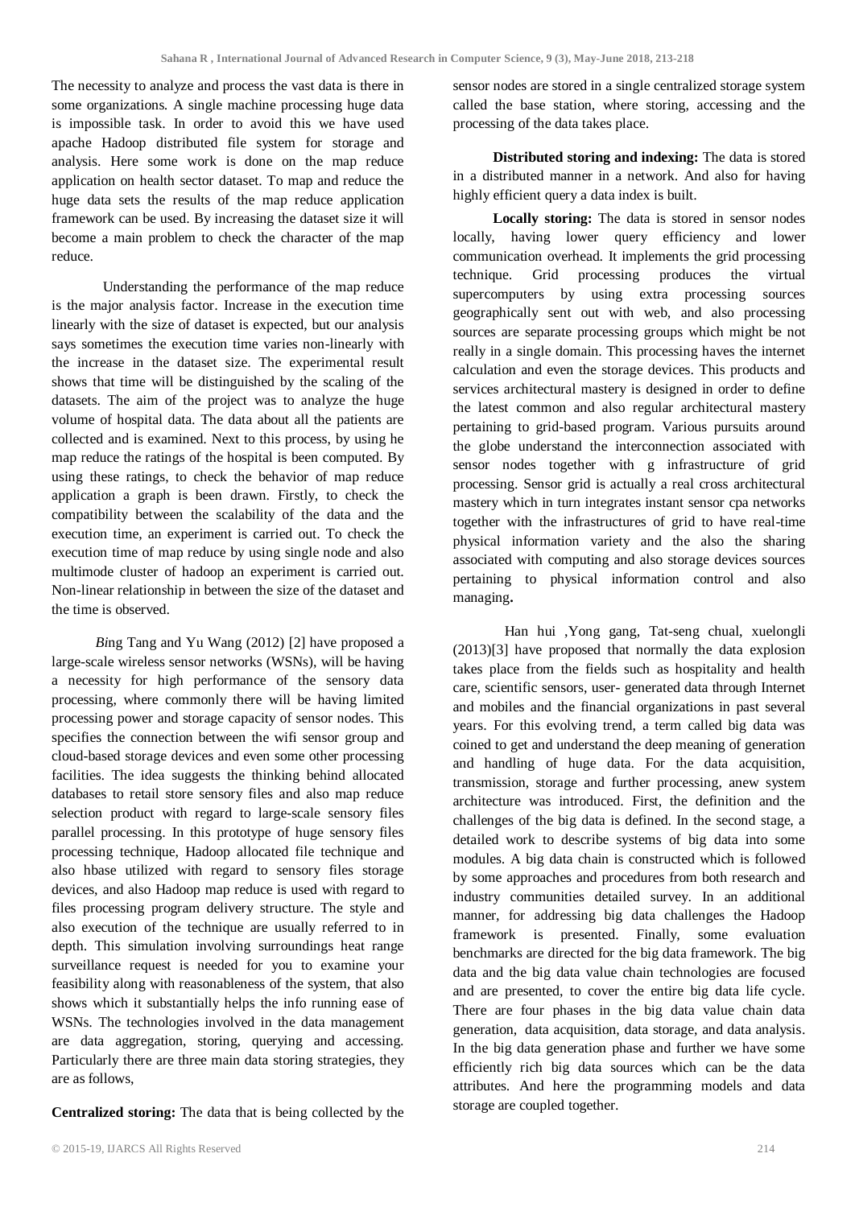The necessity to analyze and process the vast data is there in some organizations. A single machine processing huge data is impossible task. In order to avoid this we have used apache Hadoop distributed file system for storage and analysis. Here some work is done on the map reduce application on health sector dataset. To map and reduce the huge data sets the results of the map reduce application framework can be used. By increasing the dataset size it will become a main problem to check the character of the map reduce.

Understanding the performance of the map reduce is the major analysis factor. Increase in the execution time linearly with the size of dataset is expected, but our analysis says sometimes the execution time varies non-linearly with the increase in the dataset size. The experimental result shows that time will be distinguished by the scaling of the datasets. The aim of the project was to analyze the huge volume of hospital data. The data about all the patients are collected and is examined. Next to this process, by using he map reduce the ratings of the hospital is been computed. By using these ratings, to check the behavior of map reduce application a graph is been drawn. Firstly, to check the compatibility between the scalability of the data and the execution time, an experiment is carried out. To check the execution time of map reduce by using single node and also multimode cluster of hadoop an experiment is carried out. Non-linear relationship in between the size of the dataset and the time is observed.

*Bi*ng Tang and Yu Wang (2012) [2] have proposed a large-scale wireless sensor networks (WSNs), will be having a necessity for high performance of the sensory data processing, where commonly there will be having limited processing power and storage capacity of sensor nodes. This specifies the connection between the wifi sensor group and cloud-based storage devices and even some other processing facilities. The idea suggests the thinking behind allocated databases to retail store sensory files and also map reduce selection product with regard to large-scale sensory files parallel processing. In this prototype of huge sensory files processing technique, Hadoop allocated file technique and also hbase utilized with regard to sensory files storage devices, and also Hadoop map reduce is used with regard to files processing program delivery structure. The style and also execution of the technique are usually referred to in depth. This simulation involving surroundings heat range surveillance request is needed for you to examine your feasibility along with reasonableness of the system, that also shows which it substantially helps the info running ease of WSNs. The technologies involved in the data management are data aggregation, storing, querying and accessing. Particularly there are three main data storing strategies, they are as follows,

**Centralized storing:** The data that is being collected by the sensor nodes are stored in a single centralized storage system called the base station, where storing, accessing and the processing of the data takes place.

**Distributed storing and indexing:** The data is stored in a distributed manner in a network. And also for having highly efficient query a data index is built.

**Locally storing:** The data is stored in sensor nodes locally, having lower query efficiency and lower communication overhead. It implements the grid processing technique. Grid processing produces the virtual supercomputers by using extra processing sources geographically sent out with web, and also processing sources are separate processing groups which might be not really in a single domain. This processing haves the internet calculation and even the storage devices. This products and services architectural mastery is designed in order to define the latest common and also regular architectural mastery pertaining to grid-based program. Various pursuits around the globe understand the interconnection associated with sensor nodes together with g infrastructure of grid processing. Sensor grid is actually a real cross architectural mastery which in turn integrates instant sensor cpa networks together with the infrastructures of grid to have real-time physical information variety and the also the sharing associated with computing and also storage devices sources pertaining to physical information control and also managing**.**

Han hui ,Yong gang, Tat-seng chual, xuelongli (2013)[3] have proposed that normally the data explosion takes place from the fields such as hospitality and health care, scientific sensors, user- generated data through Internet and mobiles and the financial organizations in past several years. For this evolving trend, a term called big data was coined to get and understand the deep meaning of generation and handling of huge data. For the data acquisition, transmission, storage and further processing, anew system architecture was introduced. First, the definition and the challenges of the big data is defined. In the second stage, a detailed work to describe systems of big data into some modules. A big data chain is constructed which is followed by some approaches and procedures from both research and industry communities detailed survey. In an additional manner, for addressing big data challenges the Hadoop framework is presented. Finally, some evaluation benchmarks are directed for the big data framework. The big data and the big data value chain technologies are focused and are presented, to cover the entire big data life cycle. There are four phases in the big data value chain data generation, data acquisition, data storage, and data analysis. In the big data generation phase and further we have some efficiently rich big data sources which can be the data attributes. And here the programming models and data storage are coupled together.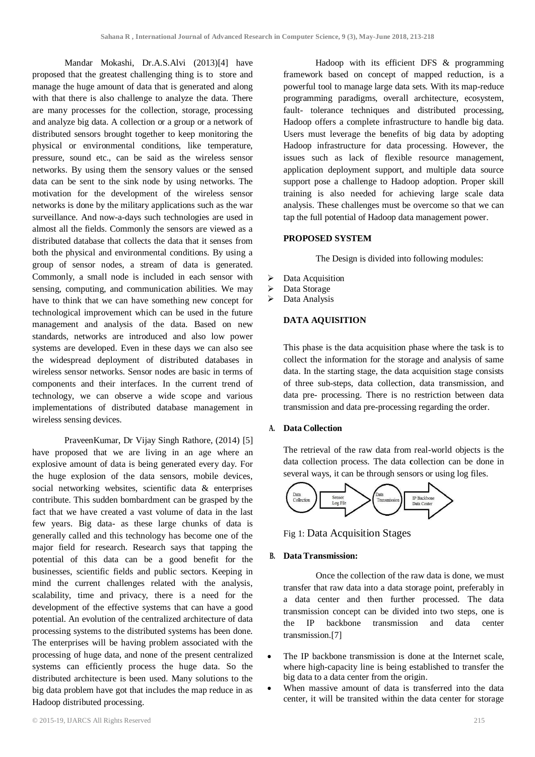Mandar Mokashi, Dr.A.S.Alvi (2013)[4] have proposed that the greatest challenging thing is to store and manage the huge amount of data that is generated and along with that there is also challenge to analyze the data. There are many processes for the collection, storage, processing and analyze big data. A collection or a group or a network of distributed sensors brought together to keep monitoring the physical or environmental conditions, like temperature, pressure, sound etc., can be said as the wireless sensor networks. By using them the sensory values or the sensed data can be sent to the sink node by using networks. The motivation for the development of the wireless sensor networks is done by the military applications such as the war surveillance. And now-a-days such technologies are used in almost all the fields. Commonly the sensors are viewed as a distributed database that collects the data that it senses from both the physical and environmental conditions. By using a group of sensor nodes, a stream of data is generated. Commonly, a small node is included in each sensor with sensing, computing, and communication abilities. We may have to think that we can have something new concept for technological improvement which can be used in the future management and analysis of the data. Based on new standards, networks are introduced and also low power systems are developed. Even in these days we can also see the widespread deployment of distributed databases in wireless sensor networks. Sensor nodes are basic in terms of components and their interfaces. In the current trend of technology, we can observe a wide scope and various implementations of distributed database management in wireless sensing devices.

PraveenKumar, Dr Vijay Singh Rathore, (2014) [5] have proposed that we are living in an age where an explosive amount of data is being generated every day. For the huge explosion of the data sensors, mobile devices, social networking websites, scientific data & enterprises contribute. This sudden bombardment can be grasped by the fact that we have created a vast volume of data in the last few years. Big data- as these large chunks of data is generally called and this technology has become one of the major field for research. Research says that tapping the potential of this data can be a good benefit for the businesses, scientific fields and public sectors. Keeping in mind the current challenges related with the analysis, scalability, time and privacy, there is a need for the development of the effective systems that can have a good potential. An evolution of the centralized architecture of data processing systems to the distributed systems has been done. The enterprises will be having problem associated with the processing of huge data, and none of the present centralized systems can efficiently process the huge data. So the distributed architecture is been used. Many solutions to the big data problem have got that includes the map reduce in as Hadoop distributed processing.

Hadoop with its efficient DFS & programming framework based on concept of mapped reduction, is a powerful tool to manage large data sets. With its map-reduce programming paradigms, overall architecture, ecosystem, fault- tolerance techniques and distributed processing, Hadoop offers a complete infrastructure to handle big data. Users must leverage the benefits of big data by adopting Hadoop infrastructure for data processing. However, the issues such as lack of flexible resource management, application deployment support, and multiple data source support pose a challenge to Hadoop adoption. Proper skill training is also needed for achieving large scale data analysis. These challenges must be overcome so that we can tap the full potential of Hadoop data management power.

## PROPOSED SYSTEM

The Design is divided into following modules:

- Data Acquisition
- Data Storage
- Data Analysis

## DATA AQUISITION

This phase is the data acquisition phase where the task is to collect the information for the storage and analysis of same data. In the starting stage, the data acquisition stage consists of three sub-steps, data collection, data transmission, and data pre- processing. There is no restriction between data transmission and data pre-processing regarding the order.

### A. Data Collection

The retrieval of the raw data from real-world objects is the data collection process. The data **c**ollection can be done in several ways, it can be through sensors or using log files.

Data Collection → Sensor Log File → Data Transmission → IP Backbone Data Center

Fig 1: Data Acquisition Stages

### B. Data Transmission:

Once the collection of the raw data is done, we must transfer that raw data into a data storage point, preferably in a data center and then further processed. The data transmission concept can be divided into two steps, one is the IP backbone transmission and data center transmission.[7]

- The IP backbone transmission is done at the Internet scale, where high-capacity line is being established to transfer the big data to a data center from the origin.
- When massive amount of data is transferred into the data center, it will be transited within the data center for storage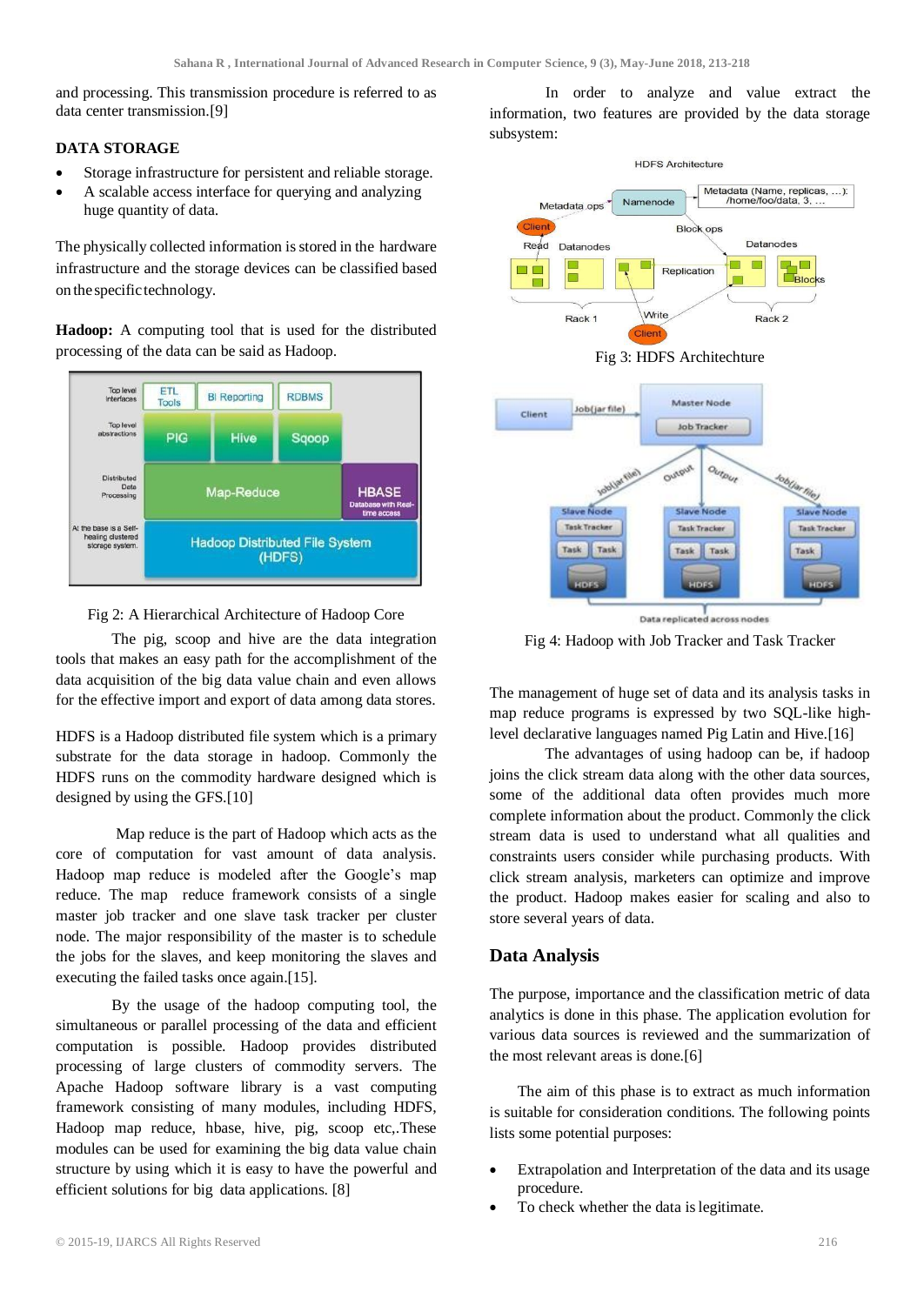and processing. This transmission procedure is referred to as data center transmission.[9]

**DATA STORAGE**

- Storage infrastructure for persistent and reliable storage.
- A scalable access interface for querying and analyzing huge quantity of data.

The physically collected information is stored in the hardware infrastructure and the storage devices can be classified based on the specific technology.

**Hadoop:** A computing tool that is used for the distributed processing of the data can be said as Hadoop.

Fig 2: A Hierarchical Architecture of Hadoop Core

The pig, scoop and hive are the data integration tools that makes an easy path for the accomplishment of the data acquisition of the big data value chain and even allows for the effective import and export of data among data stores.

HDFS is a Hadoop distributed file system which is a primary substrate for the data storage in hadoop. Commonly the HDFS runs on the commodity hardware designed which is designed by using the GFS.[10]

Map reduce is the part of Hadoop which acts as the core of computation for vast amount of data analysis. Hadoop map reduce is modeled after the Google's map reduce. The map reduce framework consists of a single master job tracker and one slave task tracker per cluster node. The major responsibility of the master is to schedule the jobs for the slaves, and keep monitoring the slaves and executing the failed tasks once again.[15].

By the usage of the hadoop computing tool, the simultaneous or parallel processing of the data and efficient computation is possible. Hadoop provides distributed processing of large clusters of commodity servers. The Apache Hadoop software library is a vast computing framework consisting of many modules, including HDFS, Hadoop map reduce, hbase, hive, pig, scoop etc,.These modules can be used for examining the big data value chain structure by using which it is easy to have the powerful and efficient solutions for big data applications. [8]

In order to analyze and value extract the information, two features are provided by the data storage subsystem:

Fig 3: HDFS Architechture

Fig 4: Hadoop with Job Tracker and Task Tracker

The management of huge set of data and its analysis tasks in map reduce programs is expressed by two SQL-like high-level declarative languages named Pig Latin and Hive.[16]

The advantages of using hadoop can be, if hadoop joins the click stream data along with the other data sources, some of the additional data often provides much more complete information about the product. Commonly the click stream data is used to understand what all qualities and constraints users consider while purchasing products. With click stream analysis, marketers can optimize and improve the product. Hadoop makes easier for scaling and also to store several years of data.

## Data Analysis

The purpose, importance and the classification metric of data analytics is done in this phase. The application evolution for various data sources is reviewed and the summarization of the most relevant areas is done.[6]

The aim of this phase is to extract as much information is suitable for consideration conditions. The following points lists some potential purposes:

- Extrapolation and Interpretation of the data and its usage procedure.
- To check whether the data is legitimate.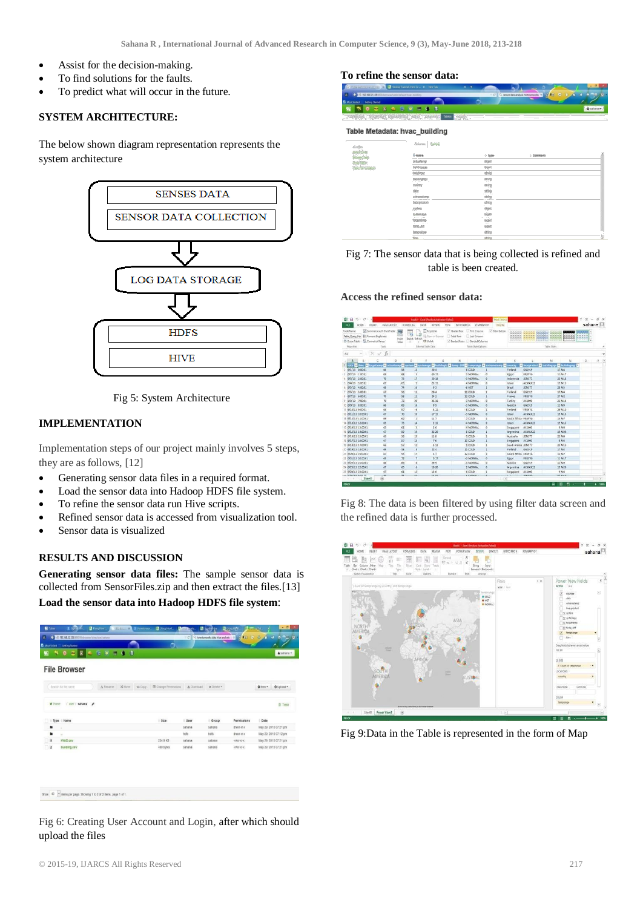- Assist for the decision-making.
- To find solutions for the faults.
- To predict what will occur in the future.

## SYSTEM ARCHITECTURE:

The below shown diagram representation represents the system architecture

SENSES DATA
SENSOR DATA COLLECTION
LOG DATA STORAGE
HDFS
HIVE

Fig 5: System Architecture

## IMPLEMENTATION

Implementation steps of our project mainly involves 5 steps, they are as follows, [12]

- Generating sensor data files in a required format.
- Load the sensor data into Hadoop HDFS file system.
- To refine the sensor data run Hive scripts.
- Refined sensor data is accessed from visualization tool.
- Sensor data is visualized

## RESULTS AND DISCUSSION

**Generating sensor data files:** The sample sensor data is collected from SensorFiles.zip and then extract the files.[13]

**Load the sensor data into Hadoop HDFS file system**:

Fig 6: Creating User Account and Login, after which should upload the files

**To refine the sensor data:**

Fig 7: The sensor data that is being collected is refined and table is been created.

**Access the refined sensor data:**

Fig 8: The data is been filtered by using filter data screen and the refined data is further processed.

Fig 9:Data in the Table is represented in the form of Map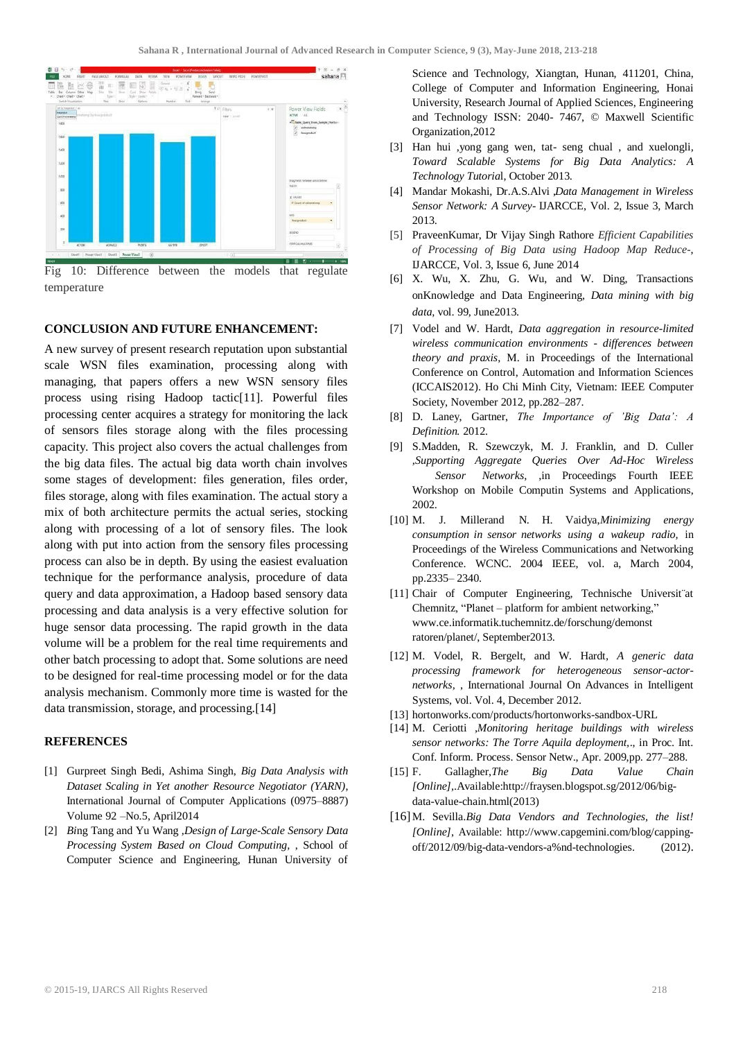Fig 10: Difference between the models that regulate temperature

## CONCLUSION AND FUTURE ENHANCEMENT:

A new survey of present research reputation upon substantial scale WSN files examination, processing along with managing, that papers offers a new WSN sensory files process using rising Hadoop tactic[11]. Powerful files processing center acquires a strategy for monitoring the lack of sensors files storage along with the files processing capacity. This project also covers the actual challenges from the big data files. The actual big data worth chain involves some stages of development: files generation, files order, files storage, along with files examination. The actual story a mix of both architecture permits the actual series, stocking along with processing of a lot of sensory files. The look along with put into action from the sensory files processing process can also be in depth. By using the easiest evaluation technique for the performance analysis, procedure of data query and data approximation, a Hadoop based sensory data processing and data analysis is a very effective solution for huge sensor data processing. The rapid growth in the data volume will be a problem for the real time requirements and other batch processing to adopt that. Some solutions are need to be designed for real-time processing model or for the data analysis mechanism. Commonly more time is wasted for the data transmission, storage, and processing.[14]

## REFERENCES

[1] Gurpreet Singh Bedi, Ashima Singh, *Big Data Analysis with Dataset Scaling in Yet another Resource Negotiator (YARN)*, International Journal of Computer Applications (0975–8887) Volume 92 –No.5, April2014

[2] Bing Tang and Yu Wang ,*Design of Large-Scale Sensory Data Processing System Based on Cloud Computing*, , School of Computer Science and Engineering, Hunan University of Science and Technology, Xiangtan, Hunan, 411201, China, College of Computer and Information Engineering, Honai University, Research Journal of Applied Sciences, Engineering and Technology ISSN: 2040- 7467, © Maxwell Scientific Organization,2012

[3] Han hui ,yong gang wen, tat- seng chual , and xuelongli, *Toward Scalable Systems for Big Data Analytics: A Technology Tutorial*, October 2013.

[4] Mandar Mokashi, Dr.A.S.Alvi ,*Data Management in Wireless Sensor Network: A Survey*- IJARCCE, Vol. 2, Issue 3, March 2013.

[5] PraveenKumar, Dr Vijay Singh Rathore *Efficient Capabilities of Processing of Big Data using Hadoop Map Reduce*-, IJARCCE, Vol. 3, Issue 6, June 2014

[6] X. Wu, X. Zhu, G. Wu, and W. Ding, Transactions onKnowledge and Data Engineering, *Data mining with big data*, vol. 99, June2013.

[7] Vodel and W. Hardt, *Data aggregation in resource-limited wireless communication environments - differences between theory and praxis*, M. in Proceedings of the International Conference on Control, Automation and Information Sciences (ICCAIS2012). Ho Chi Minh City, Vietnam: IEEE Computer Society, November 2012, pp.282–287.

[8] D. Laney, Gartner, *The Importance of 'Big Data': A Definition.* 2012.

[9] S.Madden, R. Szewczyk, M. J. Franklin, and D. Culler ,*Supporting Aggregate Queries Over Ad-Hoc Wireless Sensor Networks*, ,in Proceedings Fourth IEEE Workshop on Mobile Computin Systems and Applications, 2002.

[10] M. J. Millerand N. H. Vaidya,*Minimizing energy consumption in sensor networks using a wakeup radio*, in Proceedings of the Wireless Communications and Networking Conference. WCNC. 2004 IEEE, vol. a, March 2004, pp.2335– 2340.

[11] Chair of Computer Engineering, Technische Universit¨at Chemnitz, "Planet – platform for ambient networking," www.ce.informatik.tuchemnitz.de/forschung/demonst ratoren/planet/, September2013.

[12] M. Vodel, R. Bergelt, and W. Hardt, *A generic data processing framework for heterogeneous sensor-actor-networks*, , International Journal On Advances in Intelligent Systems, vol. Vol. 4, December 2012.

[13] hortonworks.com/products/hortonworks-sandbox-URL

[14] M. Ceriotti ,*Monitoring heritage buildings with wireless sensor networks: The Torre Aquila deployment*,., in Proc. Int. Conf. Inform. Process. Sensor Netw., Apr. 2009,pp. 277–288.

[15] F. Gallagher,*The Big Data Value Chain [Online]*,.Available:http://fraysen.blogspot.sg/2012/06/big-data-value-chain.html(2013)

[16] M. Sevilla.*Big Data Vendors and Technologies, the list! [Online]*, Available: http://www.capgemini.com/blog/capping-off/2012/09/big-data-vendors-a%nd-technologies. (2012).